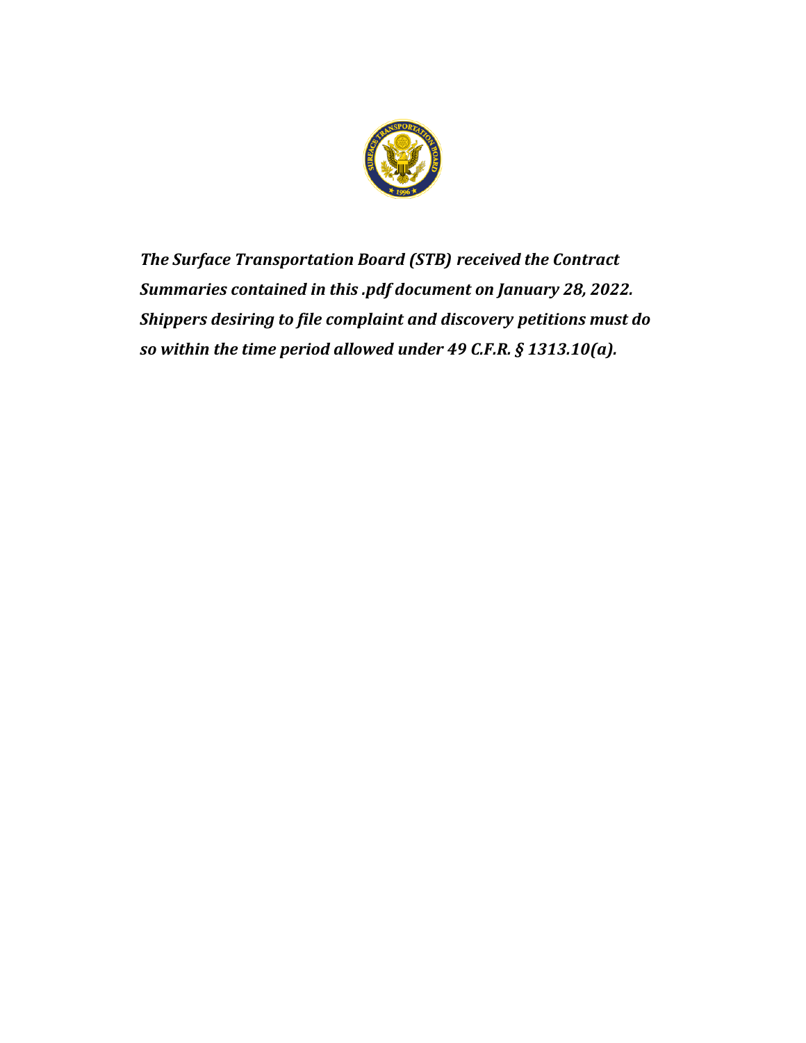***The Surface Transportation Board (STB) received the Contract Summaries contained in this .pdf document on January 28, 2022. Shippers desiring to file complaint and discovery petitions must do so within the time period allowed under 49 C.F.R. § 1313.10(a).***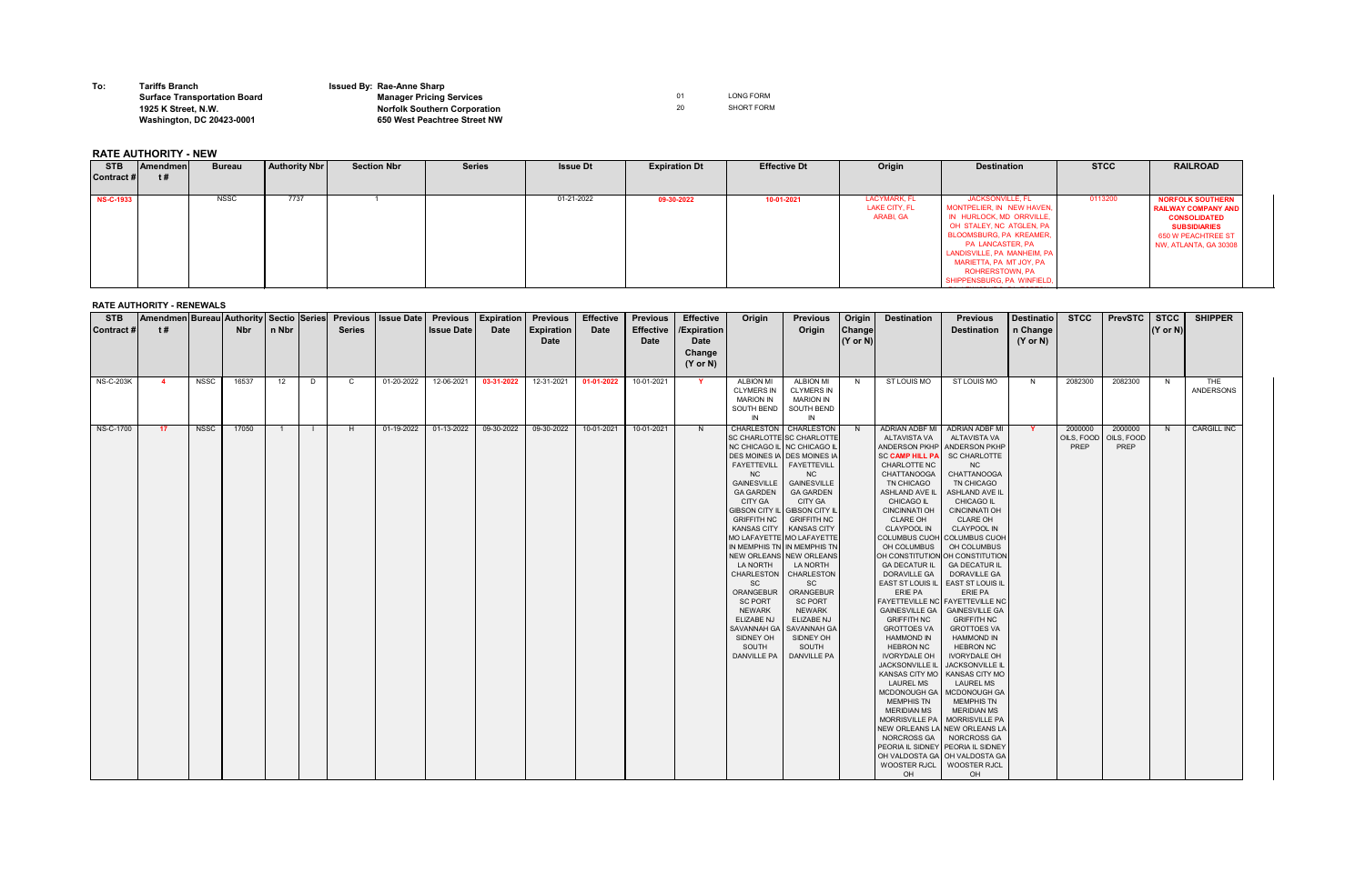**To:** Tariffs Branch
Surface Transportation Board
1925 K Street, N.W.
Washington, DC 20423-0001

**Issued By:** Rae-Anne Sharp
Manager Pricing Services
Norfolk Southern Corporation
650 West Peachtree Street NW

| | |
|---|---|
| 01 | LONG FORM |
| 20 | SHORT FORM |

## RATE AUTHORITY - NEW

| STB Contract # | Amendment # | Bureau | Authority Nbr | Section Nbr | Series | Issue Dt | Expiration Dt | Effective Dt | Origin | Destination | STCC | RAILROAD |
|---|---|---|---|---|---|---|---|---|---|---|---|---|
| NS-C-1933 | | NSSC | 7737 | 1 | | 01-21-2022 | 09-30-2022 | 10-01-2021 | LACYMARK, FL LAKE CITY, FL ARABI, GA | JACKSONVILLE, FL MONTPELIER, IN NEW HAVEN, IN HURLOCK, MD ORRVILLE, OH STALEY, NC ATGLEN, PA BLOOMSBURG, PA KREAMER, PA LANCASTER, PA LANDISVILLE, PA MANHEIM, PA MARIETTA, PA MT JOY, PA ROHRERSTOWN, PA SHIPPENSBURG, PA WINFIELD, | 0113200 | NORFOLK SOUTHERN RAILWAY COMPANY AND CONSOLIDATED SUBSIDIARIES 650 W PEACHTREE ST NW, ATLANTA, GA 30308 |

## RATE AUTHORITY - RENEWALS

| STB Contract # | Amendment # | Bureau | Authority Nbr | Section Nbr | Series | Previous Series | Issue Date | Previous Issue Date | Expiration Date | Previous Expiration Date | Effective Date | Previous Effective Date | Effective /Expiration Date Change (Y or N) | Origin | Previous Origin | Origin Change (Y or N) | Destination | Previous Destination | Destination Change (Y or N) | STCC | PrevSTC | STCC (Y or N) | SHIPPER |
|---|---|---|---|---|---|---|---|---|---|---|---|---|---|---|---|---|---|---|---|---|---|---|---|
| NS-C-203K | 4 | NSSC | 16537 | 12 | D | C | 01-20-2022 | 12-06-2021 | 03-31-2022 | 12-31-2021 | 01-01-2022 | 10-01-2021 | Y | ALBION MI CLYMERS IN MARION IN SOUTH BEND IN | ALBION MI CLYMERS IN MARION IN SOUTH BEND IN | N | ST LOUIS MO | ST LOUIS MO | N | 2082300 | 2082300 | N | THE ANDERSONS |
| NS-C-1700 | 17 | NSSC | 17050 | 1 | I | H | 01-19-2022 | 01-13-2022 | 09-30-2022 | 09-30-2022 | 10-01-2021 | 10-01-2021 | N | CHARLESTON SC CHARLOTTE NC CHICAGO IL DES MOINES IA FAYETTEVILL NC GAINESVILLE GA GARDEN CITY GA GIBSON CITY IL GRIFFITH NC KANSAS CITY MO LAFAYETTE IN MEMPHIS TN NEW ORLEANS LA NORTH CHARLESTON SC ORANGEBUR SC PORT NEWARK ELIZABE NJ SAVANNAH GA SIDNEY OH SOUTH DANVILLE PA | CHARLESTON SC CHARLOTTE NC CHICAGO IL DES MOINES IA FAYETTEVILL NC GAINESVILLE GA GARDEN CITY GA GIBSON CITY IL GRIFFITH NC KANSAS CITY MO LAFAYETTE IN MEMPHIS TN NEW ORLEANS LA NORTH CHARLESTON SC ORANGEBUR SC PORT NEWARK ELIZABE NJ SAVANNAH GA SIDNEY OH SOUTH DANVILLE PA | N | ADRIAN ADBF MI ALTAVISTA VA ANDERSON PKHP SC CAMP HILL PA CHARLOTTE NC CHATTANOOGA TN CHICAGO ASHLAND AVE IL CHICAGO IL CINCINNATI OH CLARE OH CLAYPOOL IN COLUMBUS CUOH OH COLUMBUS OH CONSTITUTION GA DECATUR IL DORAVILLE GA EAST ST LOUIS IL ERIE PA FAYETTEVILLE NC GAINESVILLE GA GRIFFITH NC GROTTOES VA HAMMOND IN HEBRON NC IVORYDALE OH JACKSONVILLE IL KANSAS CITY MO LAUREL MS MCDONOUGH GA MEMPHIS TN MERIDIAN MS MORRISVILLE PA NEW ORLEANS LA NORCROSS GA PEORIA IL SIDNEY OH VALDOSTA GA WOOSTER RJCL OH | ADRIAN ADBF MI ALTAVISTA VA ANDERSON PKHP SC CHARLOTTE NC CHATTANOOGA TN CHICAGO ASHLAND AVE IL CHICAGO IL CINCINNATI OH CLARE OH CLAYPOOL IN COLUMBUS CUOH OH COLUMBUS OH CONSTITUTION GA DECATUR IL DORAVILLE GA EAST ST LOUIS IL ERIE PA FAYETTEVILLE NC GAINESVILLE GA GRIFFITH NC GROTTOES VA HAMMOND IN HEBRON NC IVORYDALE OH JACKSONVILLE IL KANSAS CITY MO LAUREL MS MCDONOUGH GA MEMPHIS TN MERIDIAN MS MORRISVILLE PA NEW ORLEANS LA NORCROSS GA PEORIA IL SIDNEY OH VALDOSTA GA WOOSTER RJCL OH | Y | 2000000 OILS, FOOD PREP | 2000000 OILS, FOOD PREP | N | CARGILL INC |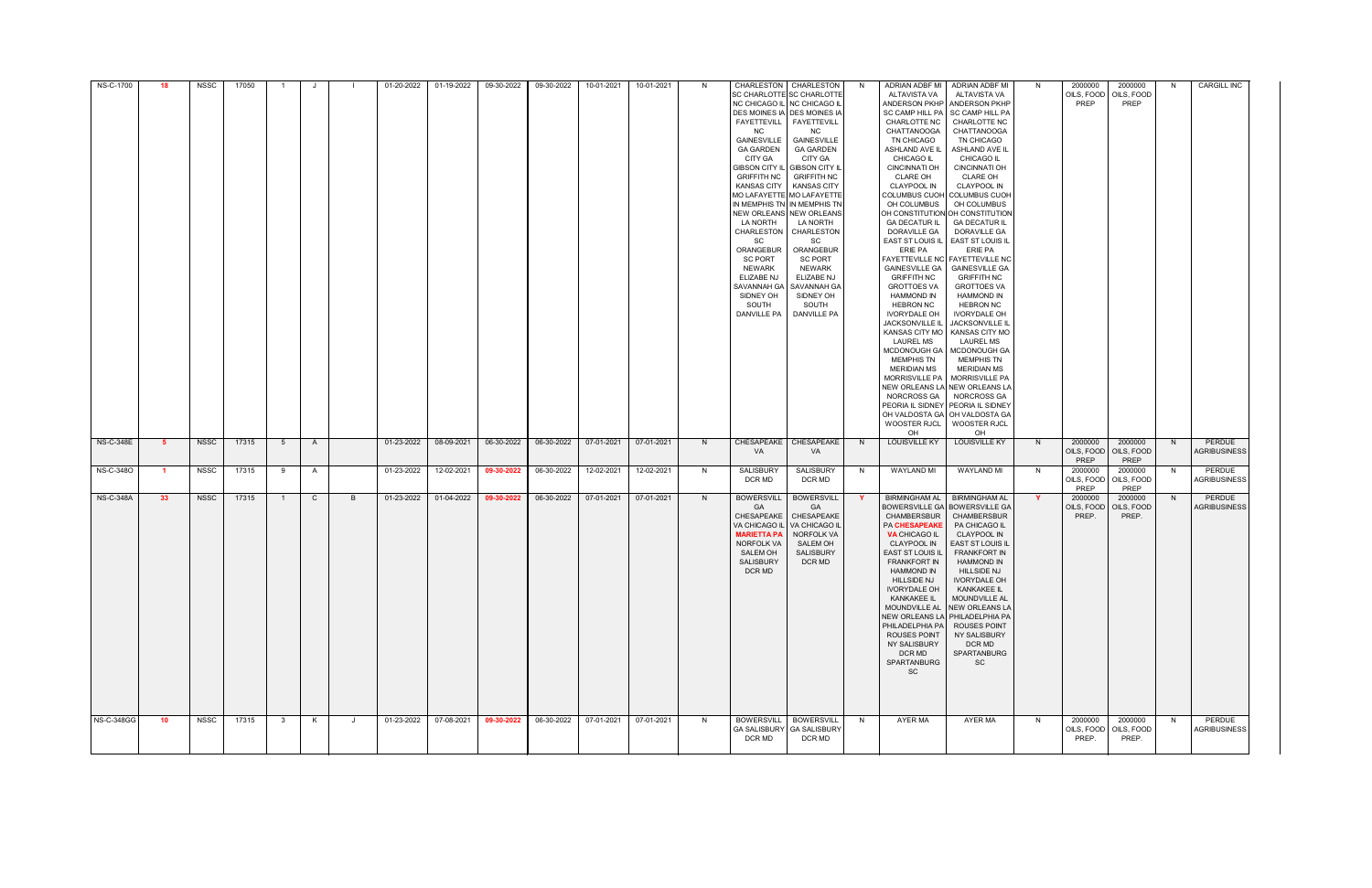| NS-C-1700 | 18 | NSSC | 17050 | 1 | J | I | 01-20-2022 | 01-19-2022 | 09-30-2022 | 09-30-2022 | 10-01-2021 | 10-01-2021 | N | CHARLESTON SC CHARLOTTE NC CHICAGO IL DES MOINES IA FAYETTEVILL NC GAINESVILLE GA GARDEN CITY GA GIBSON CITY IL GRIFFITH NC KANSAS CITY MO LAFAYETTE IN MEMPHIS TN NEW ORLEANS LA NORTH CHARLESTON SC ORANGEBUR SC PORT NEWARK ELIZABE NJ SAVANNAH GA SIDNEY OH SOUTH DANVILLE PA | CHARLESTON SC CHARLOTTE NC CHICAGO IL DES MOINES IA FAYETTEVILL NC GAINESVILLE GA GARDEN CITY GA GIBSON CITY IL GRIFFITH NC KANSAS CITY MO LAFAYETTE IN MEMPHIS TN NEW ORLEANS LA NORTH CHARLESTON SC ORANGEBUR SC PORT NEWARK ELIZABE NJ SAVANNAH GA SIDNEY OH SOUTH DANVILLE PA | N | ADRIAN ADBF MI ALTAVISTA VA ANDERSON PKHP SC CAMP HILL PA CHARLOTTE NC CHATTANOOGA TN CHICAGO ASHLAND AVE IL CHICAGO IL CINCINNATI OH CLARE OH CLAYPOOL IN COLUMBUS CUOH OH COLUMBUS OH CONSTITUTION GA DECATUR IL DORAVILLE GA EAST ST LOUIS IL ERIE PA FAYETTEVILLE NC GAINESVILLE GA GRIFFITH NC GROTTOES VA HAMMOND IN HEBRON NC IVORYDALE OH JACKSONVILLE IL KANSAS CITY MO LAUREL MS MCDONOUGH GA MEMPHIS TN MERIDIAN MS MORRISVILLE PA NEW ORLEANS LA NORCROSS GA PEORIA IL SIDNEY OH VALDOSTA GA WOOSTER RJCL OH | ADRIAN ADBF MI ALTAVISTA VA ANDERSON PKHP SC CAMP HILL PA CHARLOTTE NC CHATTANOOGA TN CHICAGO ASHLAND AVE IL CHICAGO IL CINCINNATI OH CLARE OH CLAYPOOL IN COLUMBUS CUOH OH COLUMBUS OH CONSTITUTION GA DECATUR IL DORAVILLE GA EAST ST LOUIS IL ERIE PA FAYETTEVILLE NC GAINESVILLE GA GRIFFITH NC GROTTOES VA HAMMOND IN HEBRON NC IVORYDALE OH JACKSONVILLE IL KANSAS CITY MO LAUREL MS MCDONOUGH GA MEMPHIS TN MERIDIAN MS MORRISVILLE PA NEW ORLEANS LA NORCROSS GA PEORIA IL SIDNEY OH VALDOSTA GA WOOSTER RJCL OH | N | 2000000 OILS, FOOD PREP | 2000000 OILS, FOOD PREP | N | CARGILL INC |
|---|---|---|---|---|---|---|---|---|---|---|---|---|---|---|---|---|---|---|---|---|---|---|---|
| NS-C-348E | 5 | NSSC | 17315 | 5 | A | | 01-23-2022 | 08-09-2021 | 06-30-2022 | 06-30-2022 | 07-01-2021 | 07-01-2021 | N | CHESAPEAKE VA | CHESAPEAKE VA | N | LOUISVILLE KY | LOUISVILLE KY | N | 2000000 OILS, FOOD PREP | 2000000 OILS, FOOD PREP | N | PERDUE AGRIBUSINESS |
| NS-C-348O | 1 | NSSC | 17315 | 9 | A | | 01-23-2022 | 12-02-2021 | 09-30-2022 | 06-30-2022 | 12-02-2021 | 12-02-2021 | N | SALISBURY DCR MD | SALISBURY DCR MD | N | WAYLAND MI | WAYLAND MI | N | 2000000 OILS, FOOD PREP | 2000000 OILS, FOOD PREP | N | PERDUE AGRIBUSINESS |
| NS-C-348A | 33 | NSSC | 17315 | 1 | C | B | 01-23-2022 | 01-04-2022 | 09-30-2022 | 06-30-2022 | 07-01-2021 | 07-01-2021 | N | BOWERSVILL GA CHESAPEAKE VA CHICAGO IL MARIETTA PA NORFOLK VA SALEM OH SALISBURY DCR MD | BOWERSVILL GA CHESAPEAKE VA CHICAGO IL NORFOLK VA SALEM OH SALISBURY DCR MD | Y | BIRMINGHAM AL BOWERSVILLE GA CHAMBERSBUR PA CHESAPEAKE VA CHICAGO IL CLAYPOOL IN EAST ST LOUIS IL FRANKFORT IN HAMMOND IN HILLSIDE NJ IVORYDALE OH KANKAKEE IL MOUNDVILLE AL NEW ORLEANS LA PHILADELPHIA PA ROUSES POINT NY SALISBURY DCR MD SPARTANBURG SC | BIRMINGHAM AL BOWERSVILLE GA CHAMBERSBUR PA CHICAGO IL CLAYPOOL IN EAST ST LOUIS IL FRANKFORT IN HAMMOND IN HILLSIDE NJ IVORYDALE OH KANKAKEE IL MOUNDVILLE AL NEW ORLEANS LA PHILADELPHIA PA ROUSES POINT NY SALISBURY DCR MD SPARTANBURG SC | Y | 2000000 OILS, FOOD PREP. | 2000000 OILS, FOOD PREP. | N | PERDUE AGRIBUSINESS |
| NS-C-348GG | 10 | NSSC | 17315 | 3 | K | J | 01-23-2022 | 07-08-2021 | 09-30-2022 | 06-30-2022 | 07-01-2021 | 07-01-2021 | N | BOWERSVILL GA SALISBURY DCR MD | BOWERSVILL GA SALISBURY DCR MD | N | AYER MA | AYER MA | N | 2000000 OILS, FOOD PREP. | 2000000 OILS, FOOD PREP. | N | PERDUE AGRIBUSINESS |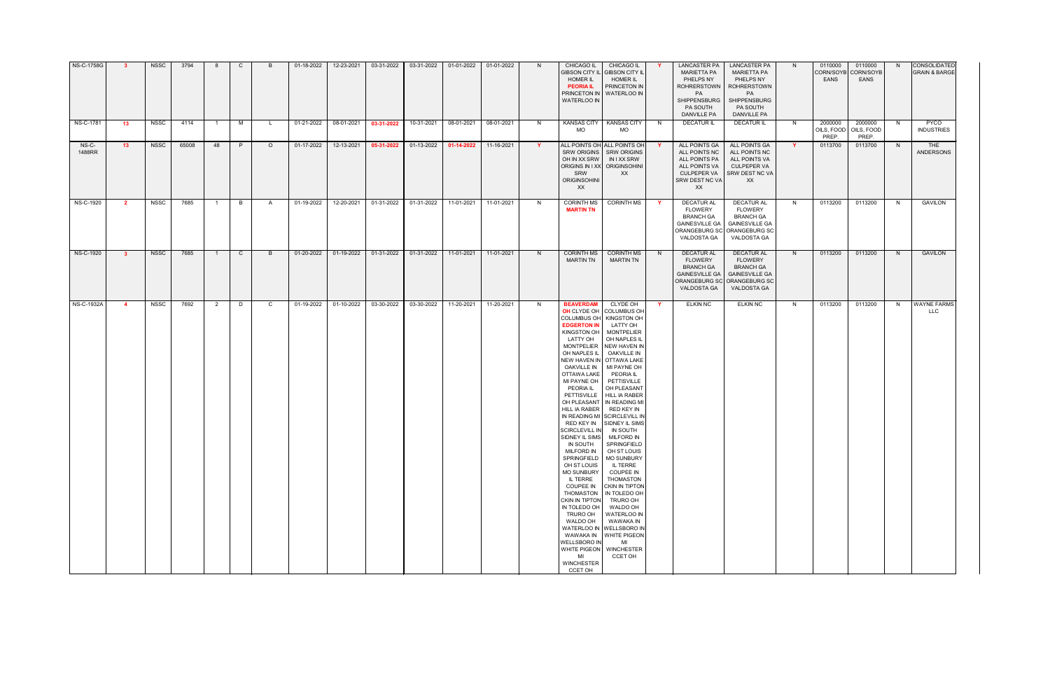| NS-C-1758G | 3 | NSSC | 3794 | 8 | C | B | 01-18-2022 | 12-23-2021 | 03-31-2022 | 03-31-2022 | 01-01-2022 | 01-01-2022 | N | CHICAGO IL GIBSON CITY IL HOMER IL PEORIA IL PRINCETON IN WATERLOO IN | CHICAGO IL GIBSON CITY IL HOMER IL PRINCETON IN WATERLOO IN | Y | LANCASTER PA MARIETTA PA PHELPS NY ROHRERSTOWN PA SHIPPENSBURG PA SOUTH DANVILLE PA | LANCASTER PA MARIETTA PA PHELPS NY ROHRERSTOWN PA SHIPPENSBURG PA SOUTH DANVILLE PA | N | 0110000 CORN/SOYBEANS | 0110000 CORN/SOYBEANS | N | CONSOLIDATED GRAIN & BARGE |
|---|---|---|---|---|---|---|---|---|---|---|---|---|---|---|---|---|---|---|---|---|---|---|---|
| NS-C-1781 | 13 | NSSC | 4114 | 1 | M | L | 01-21-2022 | 08-01-2021 | 03-31-2022 | 10-31-2021 | 08-01-2021 | 08-01-2021 | N | KANSAS CITY MO | KANSAS CITY MO | N | DECATUR IL | DECATUR IL | N | 2000000 OILS, FOOD PREP. | 2000000 OILS, FOOD PREP. | N | PYCO INDUSTRIES |
| NS-C-1488RR | 13 | NSSC | 65008 | 48 | P | O | 01-17-2022 | 12-13-2021 | 05-31-2022 | 01-13-2022 | 01-14-2022 | 11-16-2021 | Y | ALL POINTS OH SRW ORIGINS OH IN XX SRW ORIGINS IN I XX SRW ORIGINSOHINI XX | ALL POINTS OH SRW ORIGINS IN I XX SRW ORIGINSOHINI XX | Y | ALL POINTS GA ALL POINTS NC ALL POINTS PA ALL POINTS VA CULPEPER VA SRW DEST NC VA XX | ALL POINTS GA ALL POINTS NC ALL POINTS VA CULPEPER VA SRW DEST NC VA XX | Y | 0113700 | 0113700 | N | THE ANDERSONS |
| NS-C-1920 | 2 | NSSC | 7685 | 1 | B | A | 01-19-2022 | 12-20-2021 | 01-31-2022 | 01-31-2022 | 11-01-2021 | 11-01-2021 | N | CORINTH MS MARTIN TN | CORINTH MS | Y | DECATUR AL FLOWERY BRANCH GA GAINESVILLE GA ORANGEBURG SC VALDOSTA GA | DECATUR AL FLOWERY BRANCH GA GAINESVILLE GA ORANGEBURG SC VALDOSTA GA | N | 0113200 | 0113200 | N | GAVILON |
| NS-C-1920 | 3 | NSSC | 7685 | 1 | C | B | 01-20-2022 | 01-19-2022 | 01-31-2022 | 01-31-2022 | 11-01-2021 | 11-01-2021 | N | CORINTH MS MARTIN TN | CORINTH MS MARTIN TN | N | DECATUR AL FLOWERY BRANCH GA GAINESVILLE GA ORANGEBURG SC VALDOSTA GA | DECATUR AL FLOWERY BRANCH GA GAINESVILLE GA ORANGEBURG SC VALDOSTA GA | N | 0113200 | 0113200 | N | GAVILON |
| NS-C-1932A | 4 | NSSC | 7692 | 2 | D | C | 01-19-2022 | 01-10-2022 | 03-30-2022 | 03-30-2022 | 11-20-2021 | 11-20-2021 | N | BEAVERDAM OH CLYDE OH COLUMBUS OH EDGERTON IN KINGSTON OH LATTY OH MONTPELIER OH NAPLES IL NEW HAVEN IN OAKVILLE IN OTTAWA LAKE MI PAYNE OH PEORIA IL PETTISVILLE OH PLEASANT HILL IA RABER IN READING MI RED KEY IN SCIRCLEVILL IN SIDNEY IL SIMS IN SOUTH MILFORD IN SPRINGFIELD OH ST LOUIS MO SUNBURY IL TERRE COUPEE IN THOMASTON CKIN IN TIPTON IN TOLEDO OH TRURO OH WALDO OH WATERLOO IN WAWAKA IN WELLSBORO IN WHITE PIGEON MI WINCHESTER CCET OH | CLYDE OH COLUMBUS OH KINGSTON OH LATTY OH MONTPELIER OH NAPLES IL NEW HAVEN IN OAKVILLE IN OTTAWA LAKE MI PAYNE OH PEORIA IL PETTISVILLE OH PLEASANT HILL IA RABER IN READING MI RED KEY IN SCIRCLEVILL IN SIDNEY IL SIMS IN SOUTH MILFORD IN SPRINGFIELD OH ST LOUIS MO SUNBURY IL TERRE COUPEE IN THOMASTON CKIN IN TIPTON IN TOLEDO OH TRURO OH WALDO OH WATERLOO IN WAWAKA IN WELLSBORO IN WHITE PIGEON MI WINCHESTER CCET OH | Y | ELKIN NC | ELKIN NC | N | 0113200 | 0113200 | N | WAYNE FARMS LLC |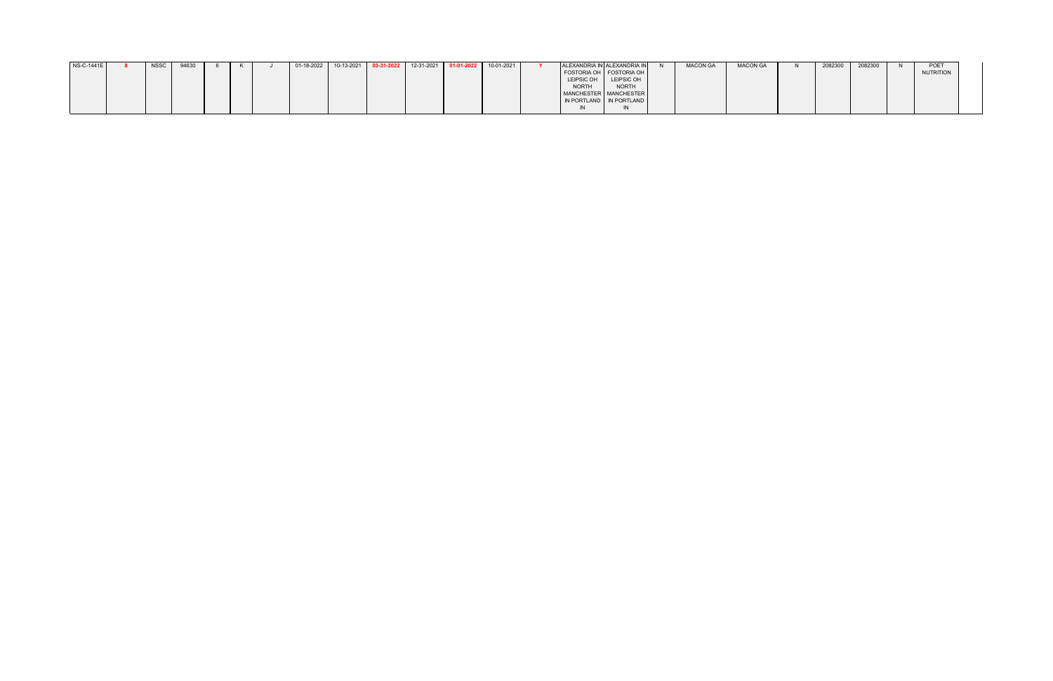| | | | | | | | | | | | | | | | | | | | | | | | | |
|---|---|---|---|---|---|---|---|---|---|---|---|---|---|---|---|---|---|---|---|---|---|---|---|---|
| NS-C-1441E | 8 | NSSC | 94630 | 6 | K | J | 01-18-2022 | 10-13-2021 | 03-31-2022 | 12-31-2021 | 01-01-2022 | 10-01-2021 | Y | ALEXANDRIA IN FOSTORIA OH LEIPSIC OH NORTH MANCHESTER IN PORTLAND IN | ALEXANDRIA IN FOSTORIA OH LEIPSIC OH NORTH MANCHESTER IN PORTLAND IN | N | MACON GA | MACON GA | N | 2082300 | 2082300 | N | POET NUTRITION | |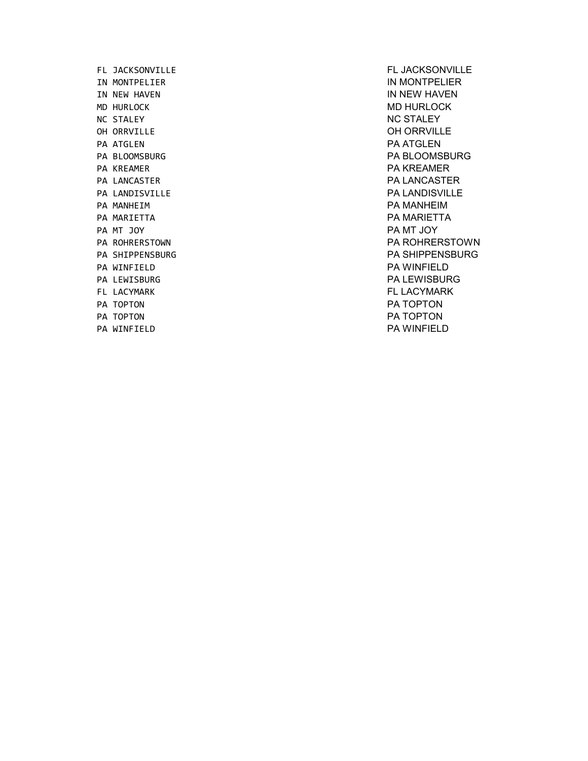| | |
|---|---|
| FL JACKSONVILLE | FL JACKSONVILLE |
| IN MONTPELIER | IN MONTPELIER |
| IN NEW HAVEN | IN NEW HAVEN |
| MD HURLOCK | MD HURLOCK |
| NC STALEY | NC STALEY |
| OH ORRVILLE | OH ORRVILLE |
| PA ATGLEN | PA ATGLEN |
| PA BLOOMSBURG | PA BLOOMSBURG |
| PA KREAMER | PA KREAMER |
| PA LANCASTER | PA LANCASTER |
| PA LANDISVILLE | PA LANDISVILLE |
| PA MANHEIM | PA MANHEIM |
| PA MARIETTA | PA MARIETTA |
| PA MT JOY | PA MT JOY |
| PA ROHRERSTOWN | PA ROHRERSTOWN |
| PA SHIPPENSBURG | PA SHIPPENSBURG |
| PA WINFIELD | PA WINFIELD |
| PA LEWISBURG | PA LEWISBURG |
| FL LACYMARK | FL LACYMARK |
| PA TOPTON | PA TOPTON |
| PA TOPTON | PA TOPTON |
| PA WINFIELD | PA WINFIELD |